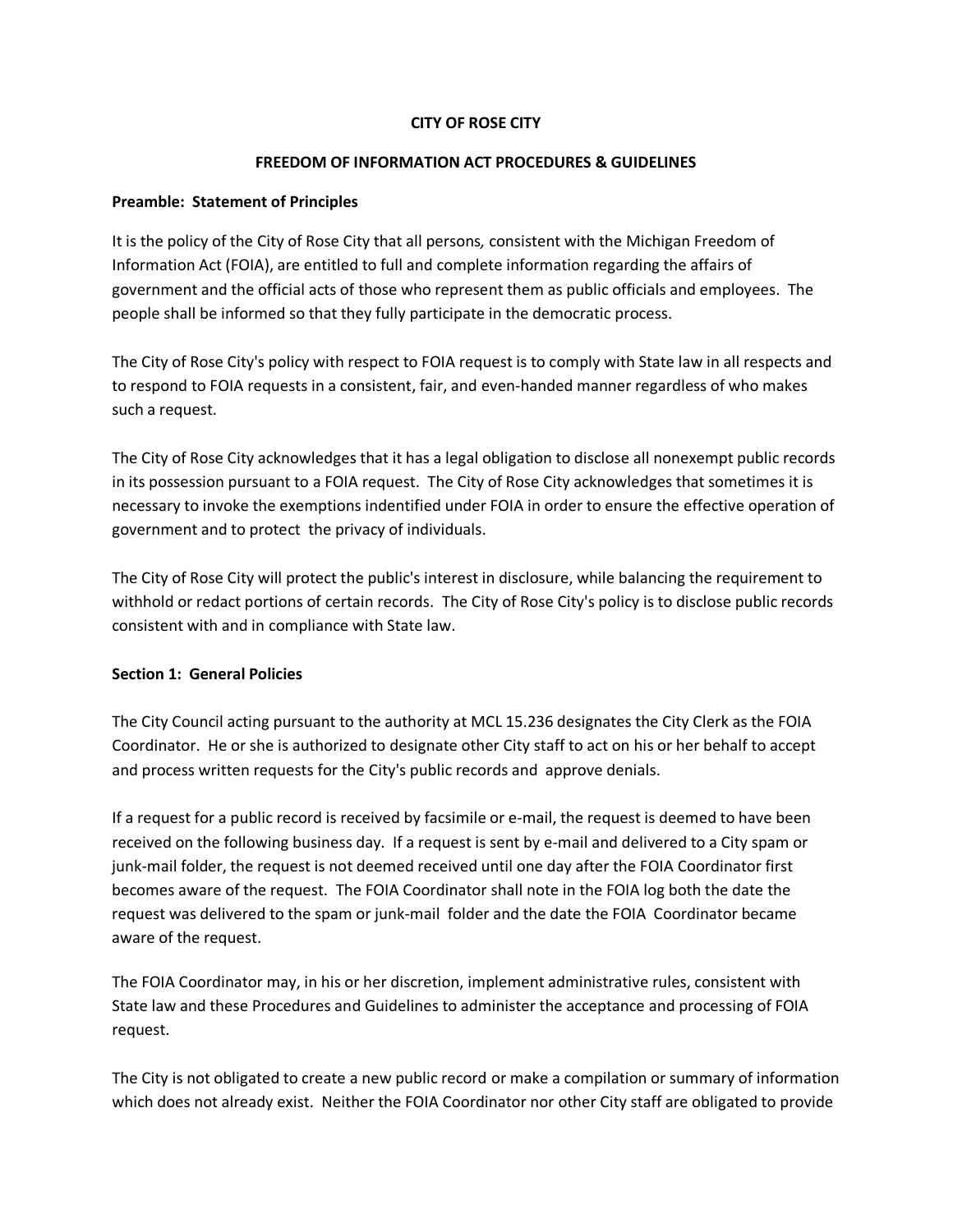# CITY OF ROSE CITY

## FREEDOM OF INFORMATION ACT PROCEDURES & GUIDELINES

**Preamble: Statement of Principles**

It is the policy of the City of Rose City that all persons, consistent with the Michigan Freedom of Information Act (FOIA), are entitled to full and complete information regarding the affairs of government and the official acts of those who represent them as public officials and employees. The people shall be informed so that they fully participate in the democratic process.

The City of Rose City's policy with respect to FOIA request is to comply with State law in all respects and to respond to FOIA requests in a consistent, fair, and even-handed manner regardless of who makes such a request.

The City of Rose City acknowledges that it has a legal obligation to disclose all nonexempt public records in its possession pursuant to a FOIA request. The City of Rose City acknowledges that sometimes it is necessary to invoke the exemptions indentified under FOIA in order to ensure the effective operation of government and to protect the privacy of individuals.

The City of Rose City will protect the public's interest in disclosure, while balancing the requirement to withhold or redact portions of certain records. The City of Rose City's policy is to disclose public records consistent with and in compliance with State law.

**Section 1: General Policies**

The City Council acting pursuant to the authority at MCL 15.236 designates the City Clerk as the FOIA Coordinator. He or she is authorized to designate other City staff to act on his or her behalf to accept and process written requests for the City's public records and approve denials.

If a request for a public record is received by facsimile or e-mail, the request is deemed to have been received on the following business day. If a request is sent by e-mail and delivered to a City spam or junk-mail folder, the request is not deemed received until one day after the FOIA Coordinator first becomes aware of the request. The FOIA Coordinator shall note in the FOIA log both the date the request was delivered to the spam or junk-mail folder and the date the FOIA Coordinator became aware of the request.

The FOIA Coordinator may, in his or her discretion, implement administrative rules, consistent with State law and these Procedures and Guidelines to administer the acceptance and processing of FOIA request.

The City is not obligated to create a new public record or make a compilation or summary of information which does not already exist. Neither the FOIA Coordinator nor other City staff are obligated to provide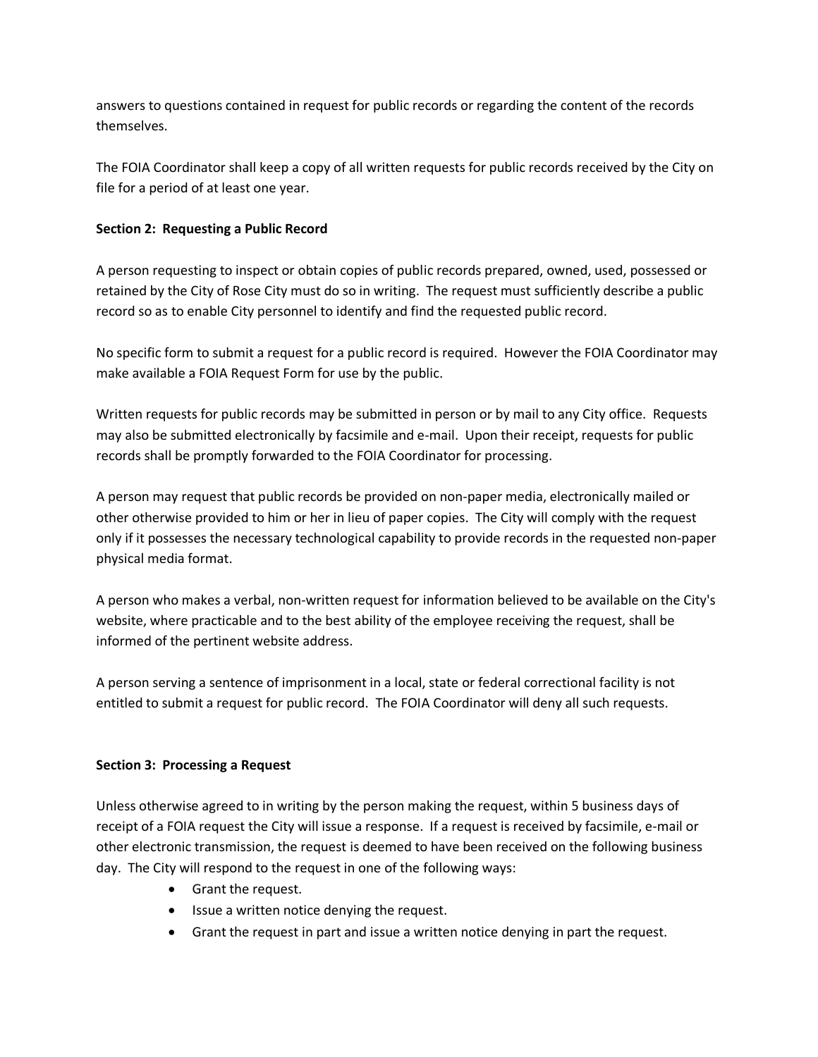answers to questions contained in request for public records or regarding the content of the records themselves.

The FOIA Coordinator shall keep a copy of all written requests for public records received by the City on file for a period of at least one year.

**Section 2: Requesting a Public Record**

A person requesting to inspect or obtain copies of public records prepared, owned, used, possessed or retained by the City of Rose City must do so in writing. The request must sufficiently describe a public record so as to enable City personnel to identify and find the requested public record.

No specific form to submit a request for a public record is required. However the FOIA Coordinator may make available a FOIA Request Form for use by the public.

Written requests for public records may be submitted in person or by mail to any City office. Requests may also be submitted electronically by facsimile and e-mail. Upon their receipt, requests for public records shall be promptly forwarded to the FOIA Coordinator for processing.

A person may request that public records be provided on non-paper media, electronically mailed or other otherwise provided to him or her in lieu of paper copies. The City will comply with the request only if it possesses the necessary technological capability to provide records in the requested non-paper physical media format.

A person who makes a verbal, non-written request for information believed to be available on the City's website, where practicable and to the best ability of the employee receiving the request, shall be informed of the pertinent website address.

A person serving a sentence of imprisonment in a local, state or federal correctional facility is not entitled to submit a request for public record. The FOIA Coordinator will deny all such requests.

**Section 3: Processing a Request**

Unless otherwise agreed to in writing by the person making the request, within 5 business days of receipt of a FOIA request the City will issue a response. If a request is received by facsimile, e-mail or other electronic transmission, the request is deemed to have been received on the following business day. The City will respond to the request in one of the following ways:

- Grant the request.
- Issue a written notice denying the request.
- Grant the request in part and issue a written notice denying in part the request.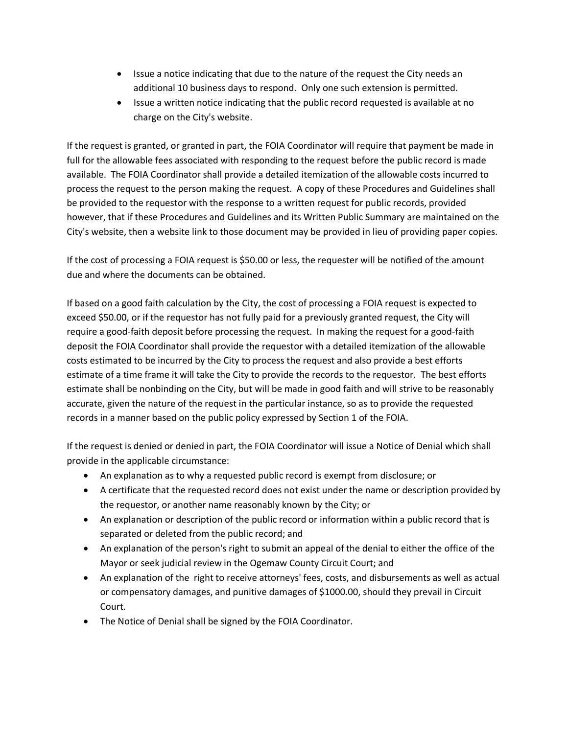- Issue a notice indicating that due to the nature of the request the City needs an additional 10 business days to respond. Only one such extension is permitted.
- Issue a written notice indicating that the public record requested is available at no charge on the City's website.

If the request is granted, or granted in part, the FOIA Coordinator will require that payment be made in full for the allowable fees associated with responding to the request before the public record is made available. The FOIA Coordinator shall provide a detailed itemization of the allowable costs incurred to process the request to the person making the request. A copy of these Procedures and Guidelines shall be provided to the requestor with the response to a written request for public records, provided however, that if these Procedures and Guidelines and its Written Public Summary are maintained on the City's website, then a website link to those document may be provided in lieu of providing paper copies.

If the cost of processing a FOIA request is $50.00 or less, the requester will be notified of the amount due and where the documents can be obtained.

If based on a good faith calculation by the City, the cost of processing a FOIA request is expected to exceed $50.00, or if the requestor has not fully paid for a previously granted request, the City will require a good-faith deposit before processing the request. In making the request for a good-faith deposit the FOIA Coordinator shall provide the requestor with a detailed itemization of the allowable costs estimated to be incurred by the City to process the request and also provide a best efforts estimate of a time frame it will take the City to provide the records to the requestor. The best efforts estimate shall be nonbinding on the City, but will be made in good faith and will strive to be reasonably accurate, given the nature of the request in the particular instance, so as to provide the requested records in a manner based on the public policy expressed by Section 1 of the FOIA.

If the request is denied or denied in part, the FOIA Coordinator will issue a Notice of Denial which shall provide in the applicable circumstance:

- An explanation as to why a requested public record is exempt from disclosure; or
- A certificate that the requested record does not exist under the name or description provided by the requestor, or another name reasonably known by the City; or
- An explanation or description of the public record or information within a public record that is separated or deleted from the public record; and
- An explanation of the person's right to submit an appeal of the denial to either the office of the Mayor or seek judicial review in the Ogemaw County Circuit Court; and
- An explanation of the right to receive attorneys' fees, costs, and disbursements as well as actual or compensatory damages, and punitive damages of $1000.00, should they prevail in Circuit Court.
- The Notice of Denial shall be signed by the FOIA Coordinator.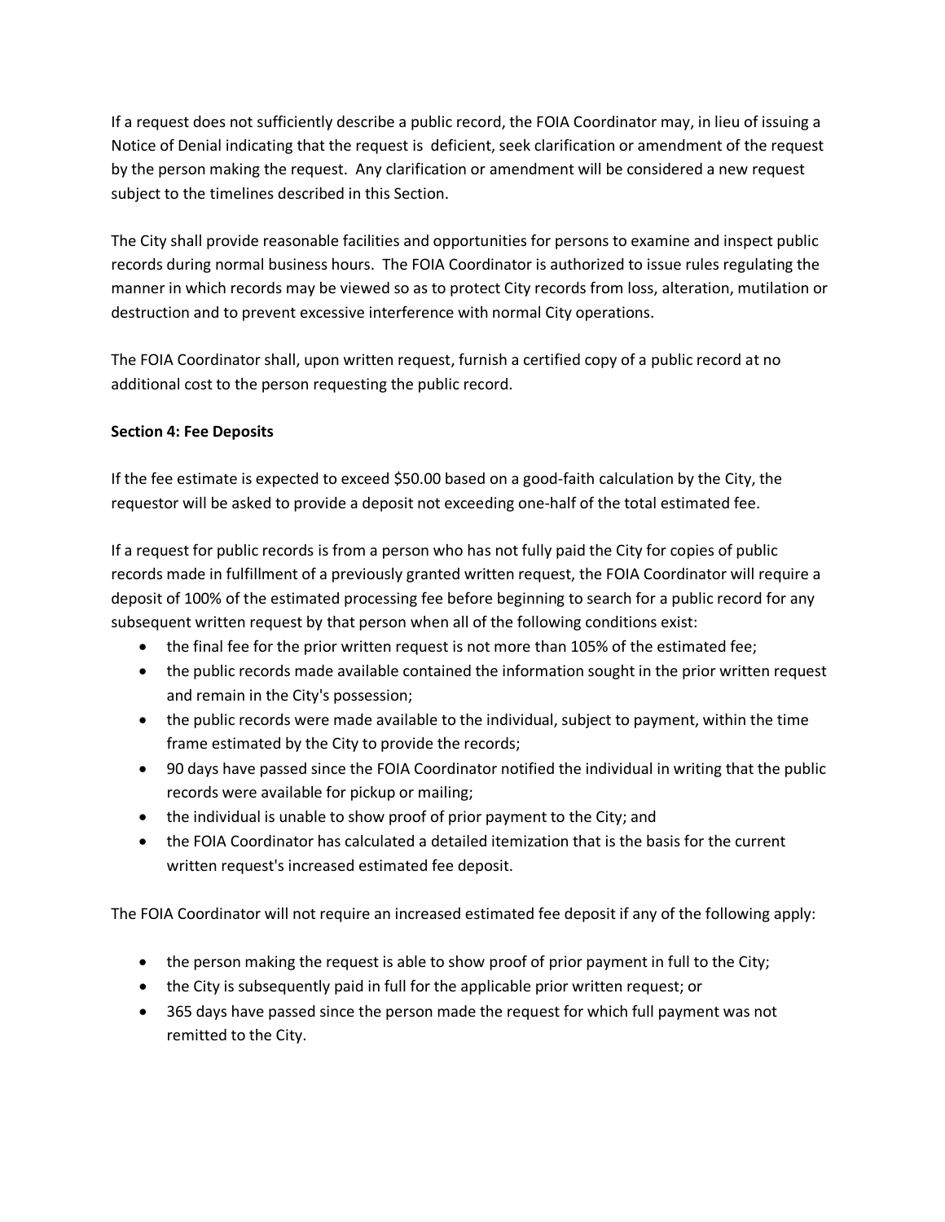If a request does not sufficiently describe a public record, the FOIA Coordinator may, in lieu of issuing a Notice of Denial indicating that the request is deficient, seek clarification or amendment of the request by the person making the request. Any clarification or amendment will be considered a new request subject to the timelines described in this Section.

The City shall provide reasonable facilities and opportunities for persons to examine and inspect public records during normal business hours. The FOIA Coordinator is authorized to issue rules regulating the manner in which records may be viewed so as to protect City records from loss, alteration, mutilation or destruction and to prevent excessive interference with normal City operations.

The FOIA Coordinator shall, upon written request, furnish a certified copy of a public record at no additional cost to the person requesting the public record.

**Section 4: Fee Deposits**

If the fee estimate is expected to exceed $50.00 based on a good-faith calculation by the City, the requestor will be asked to provide a deposit not exceeding one-half of the total estimated fee.

If a request for public records is from a person who has not fully paid the City for copies of public records made in fulfillment of a previously granted written request, the FOIA Coordinator will require a deposit of 100% of the estimated processing fee before beginning to search for a public record for any subsequent written request by that person when all of the following conditions exist:

- the final fee for the prior written request is not more than 105% of the estimated fee;
- the public records made available contained the information sought in the prior written request and remain in the City's possession;
- the public records were made available to the individual, subject to payment, within the time frame estimated by the City to provide the records;
- 90 days have passed since the FOIA Coordinator notified the individual in writing that the public records were available for pickup or mailing;
- the individual is unable to show proof of prior payment to the City; and
- the FOIA Coordinator has calculated a detailed itemization that is the basis for the current written request's increased estimated fee deposit.

The FOIA Coordinator will not require an increased estimated fee deposit if any of the following apply:

- the person making the request is able to show proof of prior payment in full to the City;
- the City is subsequently paid in full for the applicable prior written request; or
- 365 days have passed since the person made the request for which full payment was not remitted to the City.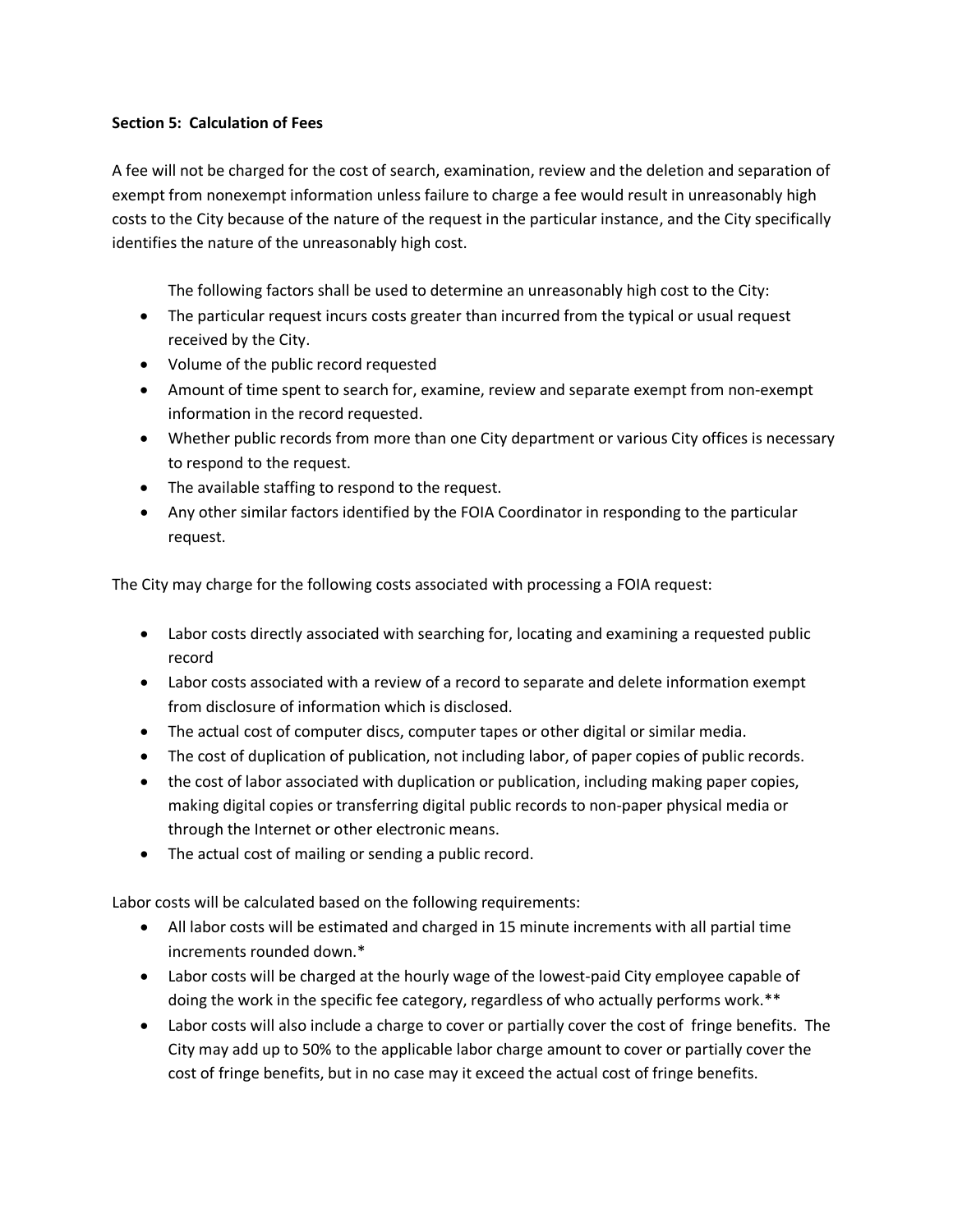**Section 5: Calculation of Fees**

A fee will not be charged for the cost of search, examination, review and the deletion and separation of exempt from nonexempt information unless failure to charge a fee would result in unreasonably high costs to the City because of the nature of the request in the particular instance, and the City specifically identifies the nature of the unreasonably high cost.

The following factors shall be used to determine an unreasonably high cost to the City:

- The particular request incurs costs greater than incurred from the typical or usual request received by the City.
- Volume of the public record requested
- Amount of time spent to search for, examine, review and separate exempt from non-exempt information in the record requested.
- Whether public records from more than one City department or various City offices is necessary to respond to the request.
- The available staffing to respond to the request.
- Any other similar factors identified by the FOIA Coordinator in responding to the particular request.

The City may charge for the following costs associated with processing a FOIA request:

- Labor costs directly associated with searching for, locating and examining a requested public record
- Labor costs associated with a review of a record to separate and delete information exempt from disclosure of information which is disclosed.
- The actual cost of computer discs, computer tapes or other digital or similar media.
- The cost of duplication of publication, not including labor, of paper copies of public records.
- the cost of labor associated with duplication or publication, including making paper copies, making digital copies or transferring digital public records to non-paper physical media or through the Internet or other electronic means.
- The actual cost of mailing or sending a public record.

Labor costs will be calculated based on the following requirements:

- All labor costs will be estimated and charged in 15 minute increments with all partial time increments rounded down.*
- Labor costs will be charged at the hourly wage of the lowest-paid City employee capable of doing the work in the specific fee category, regardless of who actually performs work.**
- Labor costs will also include a charge to cover or partially cover the cost of fringe benefits. The City may add up to 50% to the applicable labor charge amount to cover or partially cover the cost of fringe benefits, but in no case may it exceed the actual cost of fringe benefits.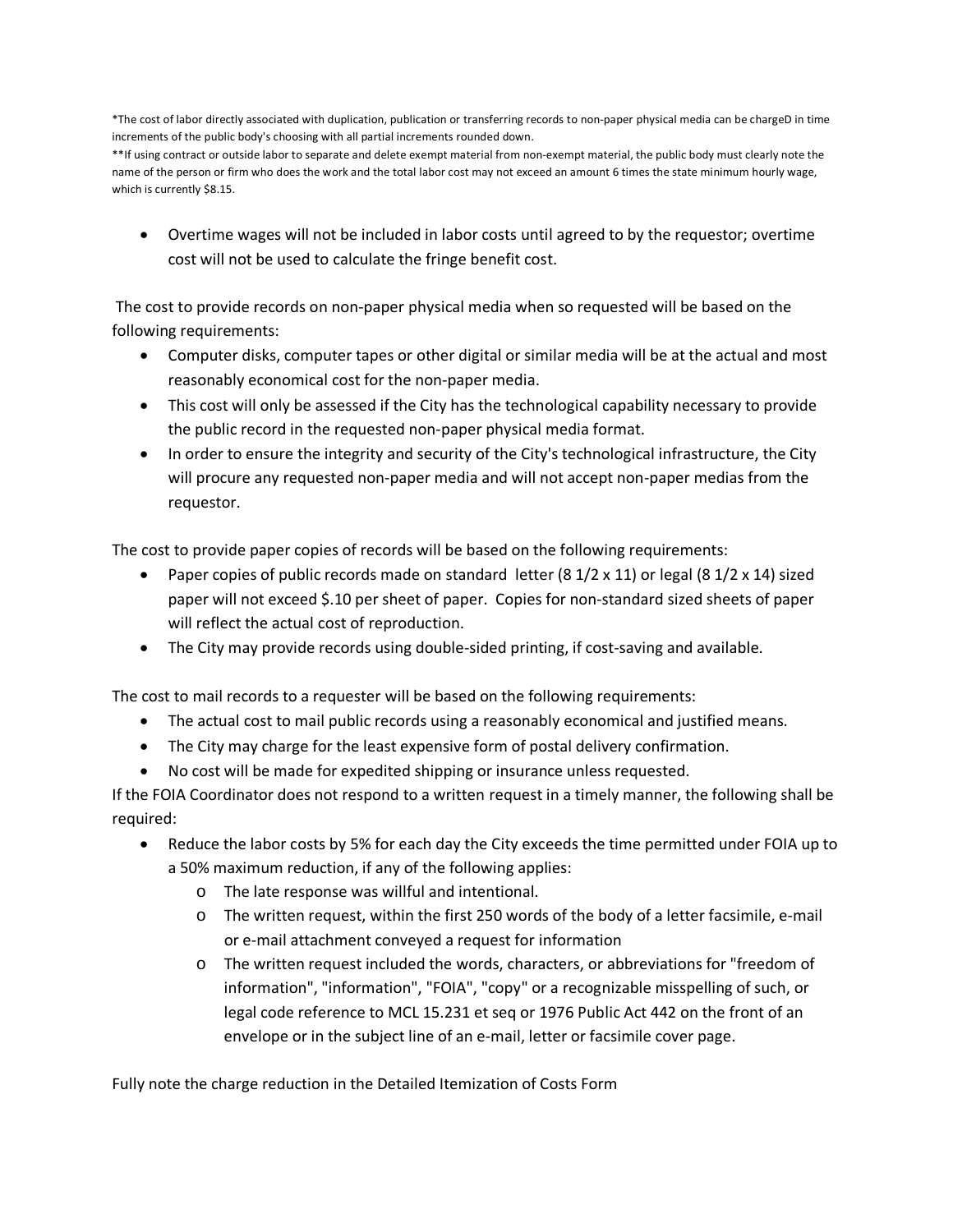*The cost of labor directly associated with duplication, publication or transferring records to non-paper physical media can be chargeD in time increments of the public body's choosing with all partial increments rounded down.
**If using contract or outside labor to separate and delete exempt material from non-exempt material, the public body must clearly note the name of the person or firm who does the work and the total labor cost may not exceed an amount 6 times the state minimum hourly wage, which is currently $8.15.

- Overtime wages will not be included in labor costs until agreed to by the requestor; overtime cost will not be used to calculate the fringe benefit cost.

The cost to provide records on non-paper physical media when so requested will be based on the following requirements:

- Computer disks, computer tapes or other digital or similar media will be at the actual and most reasonably economical cost for the non-paper media.
- This cost will only be assessed if the City has the technological capability necessary to provide the public record in the requested non-paper physical media format.
- In order to ensure the integrity and security of the City's technological infrastructure, the City will procure any requested non-paper media and will not accept non-paper medias from the requestor.

The cost to provide paper copies of records will be based on the following requirements:

- Paper copies of public records made on standard letter (8 1/2 x 11) or legal (8 1/2 x 14) sized paper will not exceed $.10 per sheet of paper. Copies for non-standard sized sheets of paper will reflect the actual cost of reproduction.
- The City may provide records using double-sided printing, if cost-saving and available.

The cost to mail records to a requester will be based on the following requirements:

- The actual cost to mail public records using a reasonably economical and justified means.
- The City may charge for the least expensive form of postal delivery confirmation.
- No cost will be made for expedited shipping or insurance unless requested.

If the FOIA Coordinator does not respond to a written request in a timely manner, the following shall be required:

- Reduce the labor costs by 5% for each day the City exceeds the time permitted under FOIA up to a 50% maximum reduction, if any of the following applies:
  - The late response was willful and intentional.
  - The written request, within the first 250 words of the body of a letter facsimile, e-mail or e-mail attachment conveyed a request for information
  - The written request included the words, characters, or abbreviations for "freedom of information", "information", "FOIA", "copy" or a recognizable misspelling of such, or legal code reference to MCL 15.231 et seq or 1976 Public Act 442 on the front of an envelope or in the subject line of an e-mail, letter or facsimile cover page.

Fully note the charge reduction in the Detailed Itemization of Costs Form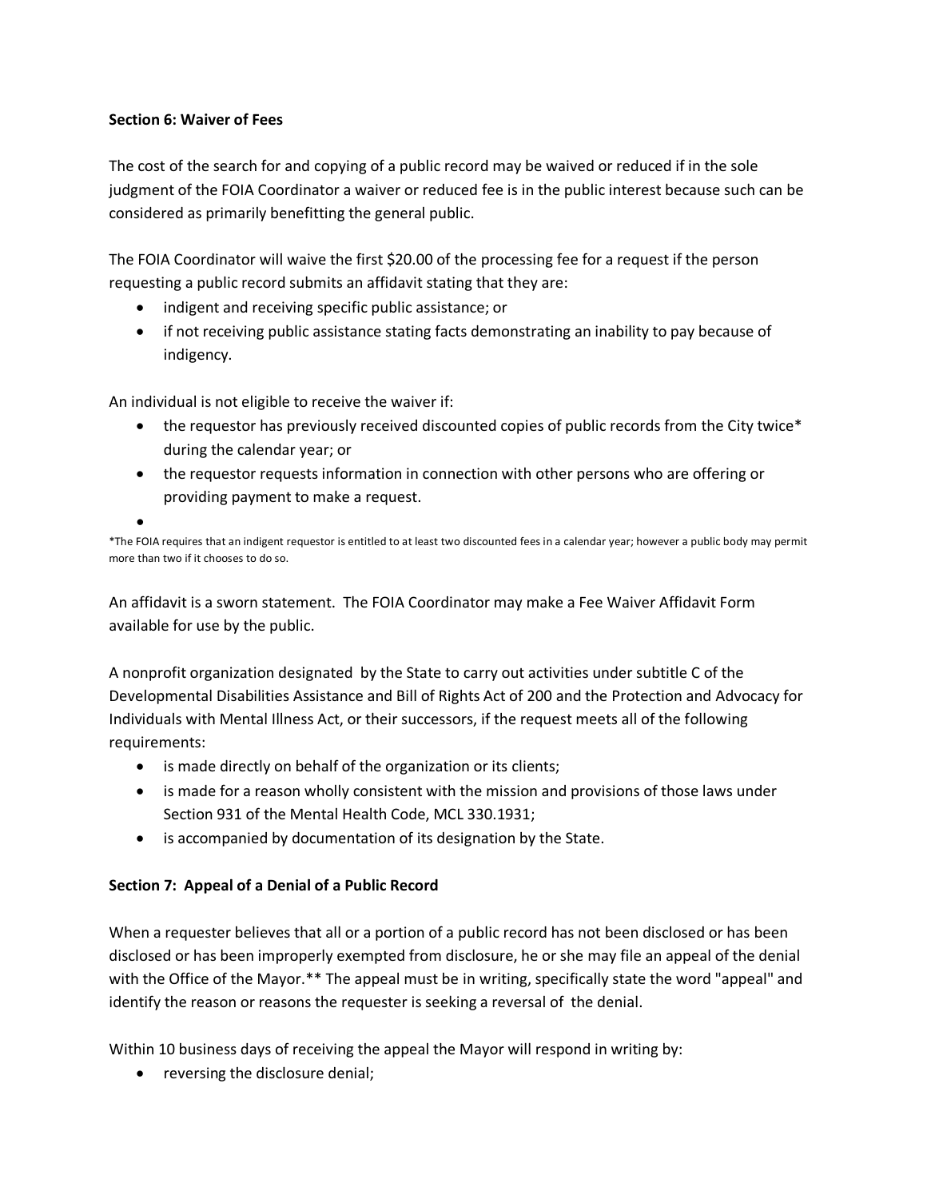**Section 6: Waiver of Fees**

The cost of the search for and copying of a public record may be waived or reduced if in the sole judgment of the FOIA Coordinator a waiver or reduced fee is in the public interest because such can be considered as primarily benefitting the general public.

The FOIA Coordinator will waive the first $20.00 of the processing fee for a request if the person requesting a public record submits an affidavit stating that they are:

- indigent and receiving specific public assistance; or
- if not receiving public assistance stating facts demonstrating an inability to pay because of indigency.

An individual is not eligible to receive the waiver if:

- the requestor has previously received discounted copies of public records from the City twice* during the calendar year; or
- the requestor requests information in connection with other persons who are offering or providing payment to make a request.

*The FOIA requires that an indigent requestor is entitled to at least two discounted fees in a calendar year; however a public body may permit more than two if it chooses to do so.

An affidavit is a sworn statement. The FOIA Coordinator may make a Fee Waiver Affidavit Form available for use by the public.

A nonprofit organization designated by the State to carry out activities under subtitle C of the Developmental Disabilities Assistance and Bill of Rights Act of 200 and the Protection and Advocacy for Individuals with Mental Illness Act, or their successors, if the request meets all of the following requirements:

- is made directly on behalf of the organization or its clients;
- is made for a reason wholly consistent with the mission and provisions of those laws under Section 931 of the Mental Health Code, MCL 330.1931;
- is accompanied by documentation of its designation by the State.

**Section 7: Appeal of a Denial of a Public Record**

When a requester believes that all or a portion of a public record has not been disclosed or has been disclosed or has been improperly exempted from disclosure, he or she may file an appeal of the denial with the Office of the Mayor.** The appeal must be in writing, specifically state the word "appeal" and identify the reason or reasons the requester is seeking a reversal of the denial.

Within 10 business days of receiving the appeal the Mayor will respond in writing by:

- reversing the disclosure denial;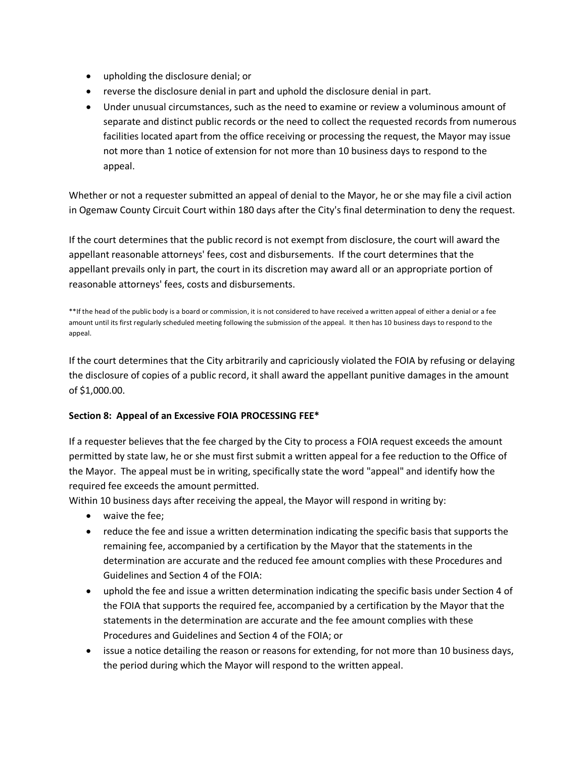- upholding the disclosure denial; or
- reverse the disclosure denial in part and uphold the disclosure denial in part.
- Under unusual circumstances, such as the need to examine or review a voluminous amount of separate and distinct public records or the need to collect the requested records from numerous facilities located apart from the office receiving or processing the request, the Mayor may issue not more than 1 notice of extension for not more than 10 business days to respond to the appeal.

Whether or not a requester submitted an appeal of denial to the Mayor, he or she may file a civil action in Ogemaw County Circuit Court within 180 days after the City's final determination to deny the request.

If the court determines that the public record is not exempt from disclosure, the court will award the appellant reasonable attorneys' fees, cost and disbursements. If the court determines that the appellant prevails only in part, the court in its discretion may award all or an appropriate portion of reasonable attorneys' fees, costs and disbursements.

**If the head of the public body is a board or commission, it is not considered to have received a written appeal of either a denial or a fee amount until its first regularly scheduled meeting following the submission of the appeal. It then has 10 business days to respond to the appeal.

If the court determines that the City arbitrarily and capriciously violated the FOIA by refusing or delaying the disclosure of copies of a public record, it shall award the appellant punitive damages in the amount of $1,000.00.

**Section 8: Appeal of an Excessive FOIA PROCESSING FEE***

If a requester believes that the fee charged by the City to process a FOIA request exceeds the amount permitted by state law, he or she must first submit a written appeal for a fee reduction to the Office of the Mayor. The appeal must be in writing, specifically state the word "appeal" and identify how the required fee exceeds the amount permitted.

Within 10 business days after receiving the appeal, the Mayor will respond in writing by:

- waive the fee;
- reduce the fee and issue a written determination indicating the specific basis that supports the remaining fee, accompanied by a certification by the Mayor that the statements in the determination are accurate and the reduced fee amount complies with these Procedures and Guidelines and Section 4 of the FOIA:
- uphold the fee and issue a written determination indicating the specific basis under Section 4 of the FOIA that supports the required fee, accompanied by a certification by the Mayor that the statements in the determination are accurate and the fee amount complies with these Procedures and Guidelines and Section 4 of the FOIA; or
- issue a notice detailing the reason or reasons for extending, for not more than 10 business days, the period during which the Mayor will respond to the written appeal.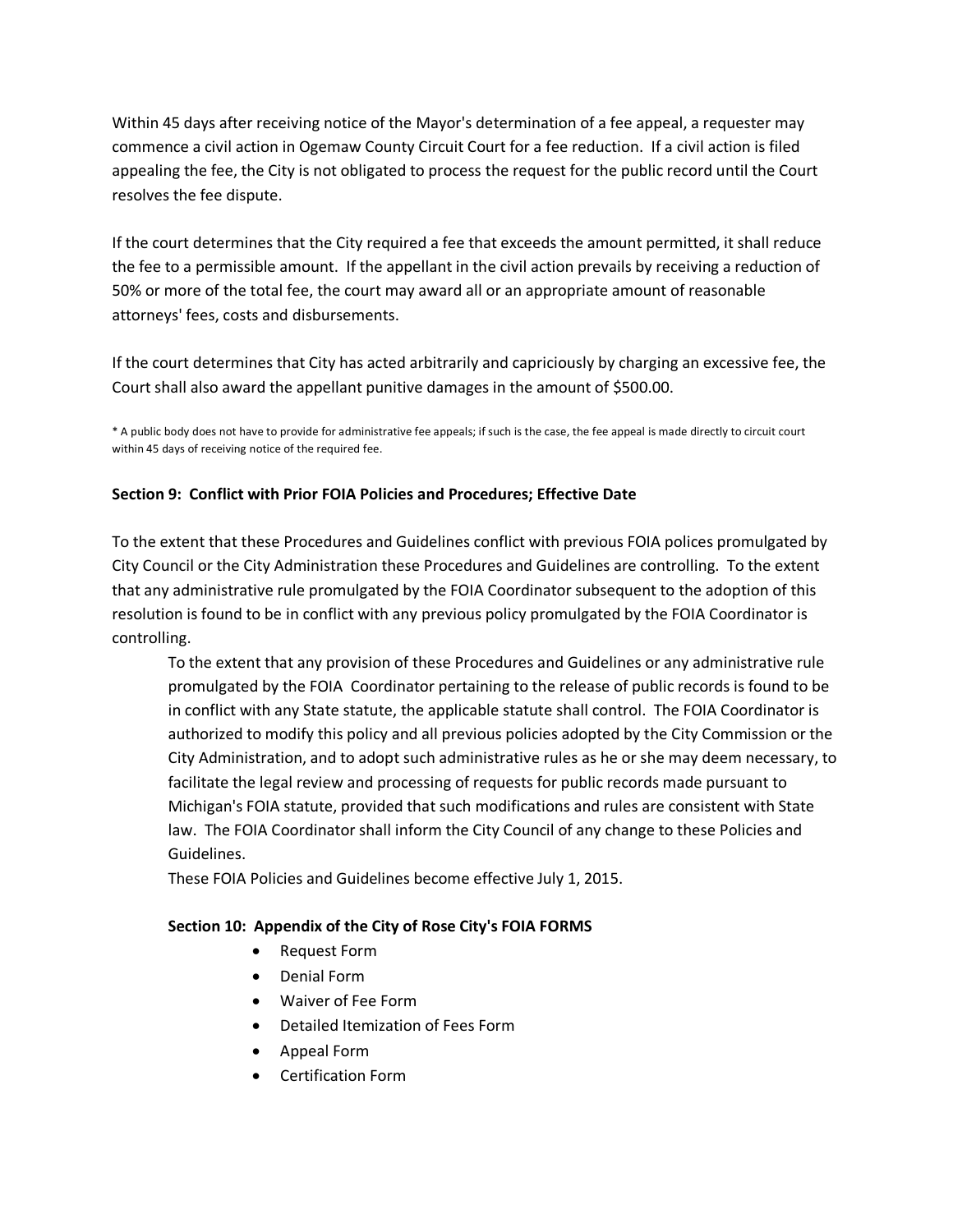Within 45 days after receiving notice of the Mayor's determination of a fee appeal, a requester may commence a civil action in Ogemaw County Circuit Court for a fee reduction. If a civil action is filed appealing the fee, the City is not obligated to process the request for the public record until the Court resolves the fee dispute.

If the court determines that the City required a fee that exceeds the amount permitted, it shall reduce the fee to a permissible amount. If the appellant in the civil action prevails by receiving a reduction of 50% or more of the total fee, the court may award all or an appropriate amount of reasonable attorneys' fees, costs and disbursements.

If the court determines that City has acted arbitrarily and capriciously by charging an excessive fee, the Court shall also award the appellant punitive damages in the amount of $500.00.

* A public body does not have to provide for administrative fee appeals; if such is the case, the fee appeal is made directly to circuit court within 45 days of receiving notice of the required fee.

**Section 9: Conflict with Prior FOIA Policies and Procedures; Effective Date**

To the extent that these Procedures and Guidelines conflict with previous FOIA polices promulgated by City Council or the City Administration these Procedures and Guidelines are controlling. To the extent that any administrative rule promulgated by the FOIA Coordinator subsequent to the adoption of this resolution is found to be in conflict with any previous policy promulgated by the FOIA Coordinator is controlling.

To the extent that any provision of these Procedures and Guidelines or any administrative rule promulgated by the FOIA Coordinator pertaining to the release of public records is found to be in conflict with any State statute, the applicable statute shall control. The FOIA Coordinator is authorized to modify this policy and all previous policies adopted by the City Commission or the City Administration, and to adopt such administrative rules as he or she may deem necessary, to facilitate the legal review and processing of requests for public records made pursuant to Michigan's FOIA statute, provided that such modifications and rules are consistent with State law. The FOIA Coordinator shall inform the City Council of any change to these Policies and Guidelines.

These FOIA Policies and Guidelines become effective July 1, 2015.

**Section 10: Appendix of the City of Rose City's FOIA FORMS**

- Request Form
- Denial Form
- Waiver of Fee Form
- Detailed Itemization of Fees Form
- Appeal Form
- Certification Form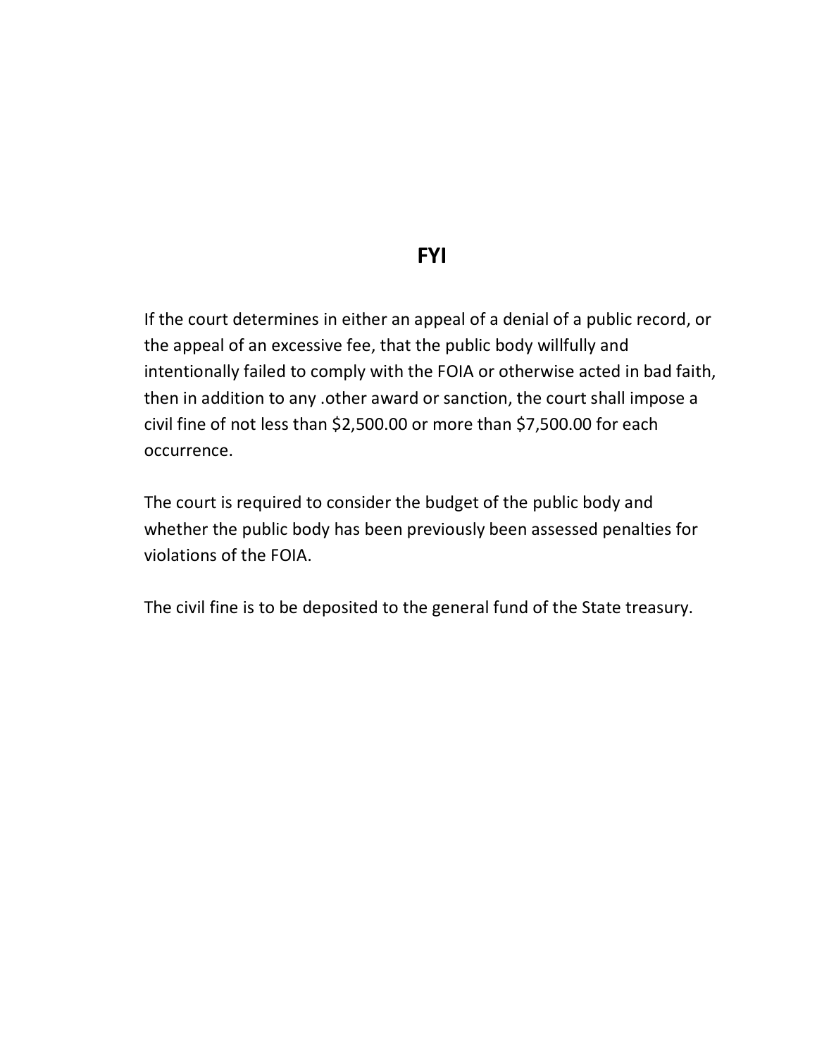## FYI

If the court determines in either an appeal of a denial of a public record, or the appeal of an excessive fee, that the public body willfully and intentionally failed to comply with the FOIA or otherwise acted in bad faith, then in addition to any .other award or sanction, the court shall impose a civil fine of not less than $2,500.00 or more than $7,500.00 for each occurrence.

The court is required to consider the budget of the public body and whether the public body has been previously been assessed penalties for violations of the FOIA.

The civil fine is to be deposited to the general fund of the State treasury.